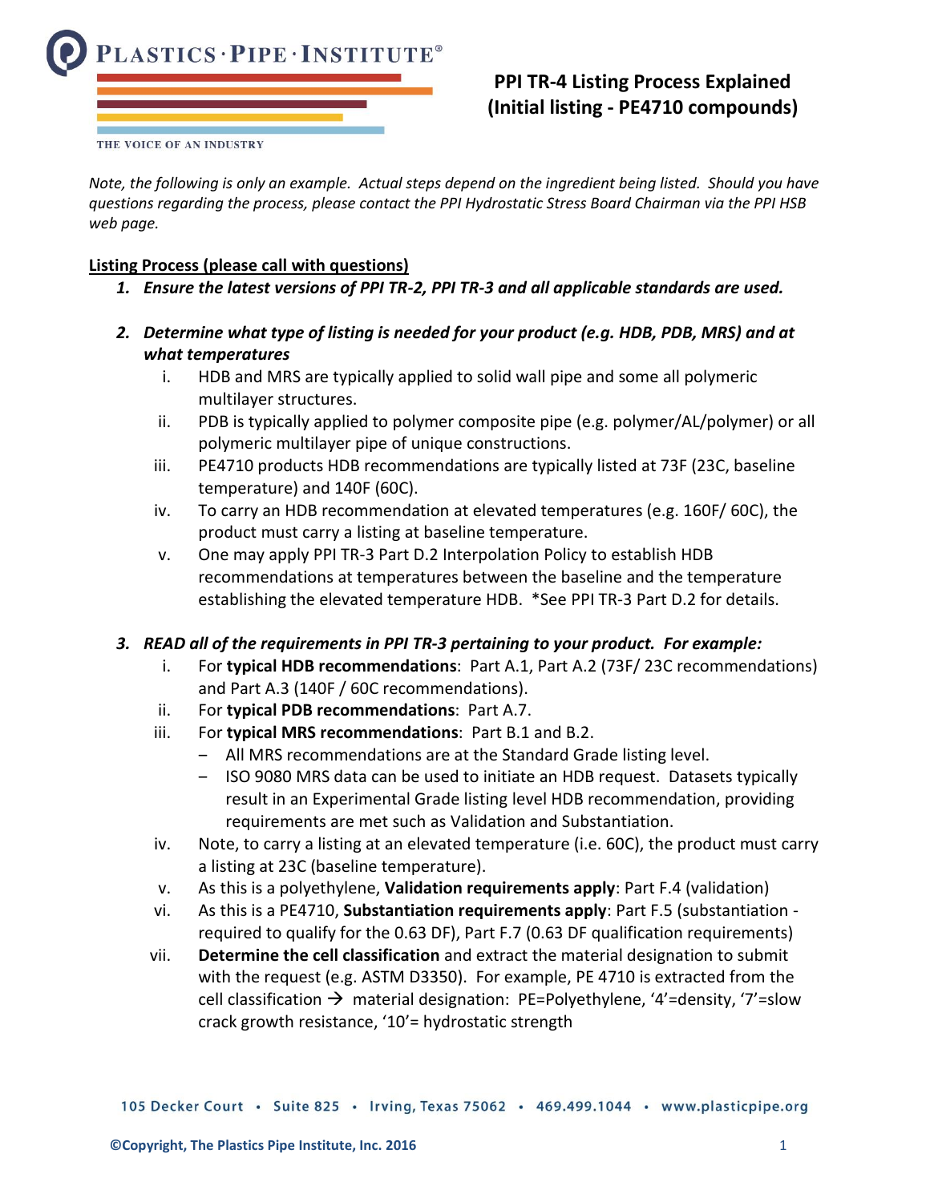PLASTICS · PIPE · INSTITUTE®

THE VOICE OF AN INDUSTRY

# PPI TR-4 Listing Process Explained (Initial listing - PE4710 compounds)

*Note, the following is only an example. Actual steps depend on the ingredient being listed. Should you have questions regarding the process, please contact the PPI Hydrostatic Stress Board Chairman via the PPI HSB web page.*

## Listing Process (please call with questions)

1. ***Ensure the latest versions of PPI TR-2, PPI TR-3 and all applicable standards are used.***

2. ***Determine what type of listing is needed for your product (e.g. HDB, PDB, MRS) and at what temperatures***
   - i. HDB and MRS are typically applied to solid wall pipe and some all polymeric multilayer structures.
   - ii. PDB is typically applied to polymer composite pipe (e.g. polymer/AL/polymer) or all polymeric multilayer pipe of unique constructions.
   - iii. PE4710 products HDB recommendations are typically listed at 73F (23C, baseline temperature) and 140F (60C).
   - iv. To carry an HDB recommendation at elevated temperatures (e.g. 160F/ 60C), the product must carry a listing at baseline temperature.
   - v. One may apply PPI TR-3 Part D.2 Interpolation Policy to establish HDB recommendations at temperatures between the baseline and the temperature establishing the elevated temperature HDB. *See PPI TR-3 Part D.2 for details.

3. ***READ all of the requirements in PPI TR-3 pertaining to your product. For example:***
   - i. For **typical HDB recommendations**: Part A.1, Part A.2 (73F/ 23C recommendations) and Part A.3 (140F / 60C recommendations).
   - ii. For **typical PDB recommendations**: Part A.7.
   - iii. For **typical MRS recommendations**: Part B.1 and B.2.
     - All MRS recommendations are at the Standard Grade listing level.
     - ISO 9080 MRS data can be used to initiate an HDB request. Datasets typically result in an Experimental Grade listing level HDB recommendation, providing requirements are met such as Validation and Substantiation.
   - iv. Note, to carry a listing at an elevated temperature (i.e. 60C), the product must carry a listing at 23C (baseline temperature).
   - v. As this is a polyethylene, **Validation requirements apply**: Part F.4 (validation)
   - vi. As this is a PE4710, **Substantiation requirements apply**: Part F.5 (substantiation - required to qualify for the 0.63 DF), Part F.7 (0.63 DF qualification requirements)
   - vii. **Determine the cell classification** and extract the material designation to submit with the request (e.g. ASTM D3350). For example, PE 4710 is extracted from the cell classification → material designation: PE=Polyethylene, '4'=density, '7'=slow crack growth resistance, '10'= hydrostatic strength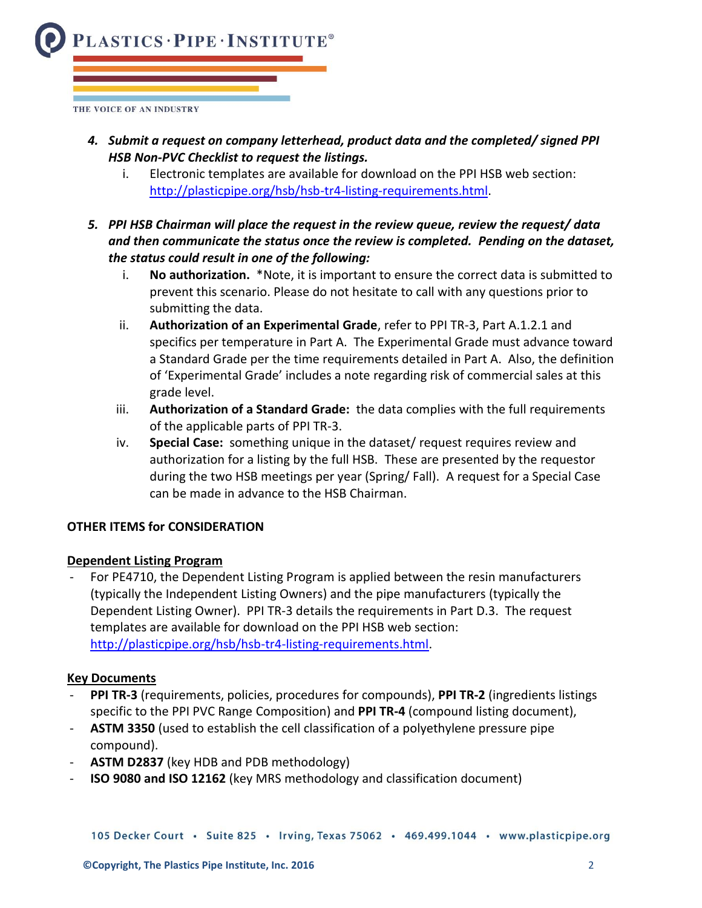4. ***Submit a request on company letterhead, product data and the completed/ signed PPI HSB Non-PVC Checklist to request the listings.***
    i. Electronic templates are available for download on the PPI HSB web section: http://plasticpipe.org/hsb/hsb-tr4-listing-requirements.html.

5. ***PPI HSB Chairman will place the request in the review queue, review the request/ data and then communicate the status once the review is completed. Pending on the dataset, the status could result in one of the following:***
    i. **No authorization.** *Note, it is important to ensure the correct data is submitted to prevent this scenario. Please do not hesitate to call with any questions prior to submitting the data.
    ii. **Authorization of an Experimental Grade**, refer to PPI TR-3, Part A.1.2.1 and specifics per temperature in Part A. The Experimental Grade must advance toward a Standard Grade per the time requirements detailed in Part A. Also, the definition of 'Experimental Grade' includes a note regarding risk of commercial sales at this grade level.
    iii. **Authorization of a Standard Grade:** the data complies with the full requirements of the applicable parts of PPI TR-3.
    iv. **Special Case:** something unique in the dataset/ request requires review and authorization for a listing by the full HSB. These are presented by the requestor during the two HSB meetings per year (Spring/ Fall). A request for a Special Case can be made in advance to the HSB Chairman.

**OTHER ITEMS for CONSIDERATION**

**Dependent Listing Program**

- For PE4710, the Dependent Listing Program is applied between the resin manufacturers (typically the Independent Listing Owners) and the pipe manufacturers (typically the Dependent Listing Owner). PPI TR-3 details the requirements in Part D.3. The request templates are available for download on the PPI HSB web section: http://plasticpipe.org/hsb/hsb-tr4-listing-requirements.html.

**Key Documents**

- **PPI TR-3** (requirements, policies, procedures for compounds), **PPI TR-2** (ingredients listings specific to the PPI PVC Range Composition) and **PPI TR-4** (compound listing document),
- **ASTM 3350** (used to establish the cell classification of a polyethylene pressure pipe compound).
- **ASTM D2837** (key HDB and PDB methodology)
- **ISO 9080 and ISO 12162** (key MRS methodology and classification document)